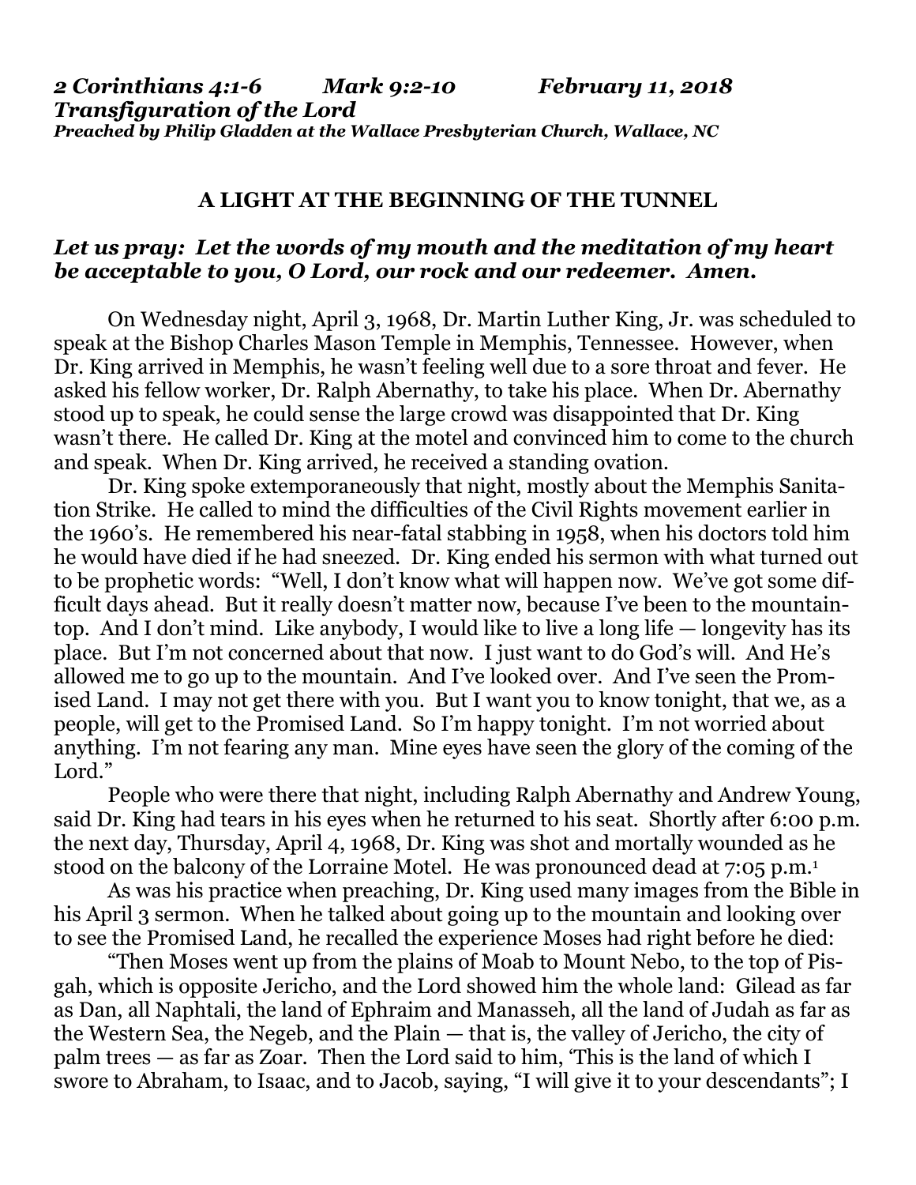***2 Corinthians 4:1-6 Mark 9:2-10 February 11, 2018***
***Transfiguration of the Lord***
***Preached by Philip Gladden at the Wallace Presbyterian Church, Wallace, NC***

# A LIGHT AT THE BEGINNING OF THE TUNNEL

***Let us pray: Let the words of my mouth and the meditation of my heart be acceptable to you, O Lord, our rock and our redeemer. Amen.***

On Wednesday night, April 3, 1968, Dr. Martin Luther King, Jr. was scheduled to speak at the Bishop Charles Mason Temple in Memphis, Tennessee. However, when Dr. King arrived in Memphis, he wasn't feeling well due to a sore throat and fever. He asked his fellow worker, Dr. Ralph Abernathy, to take his place. When Dr. Abernathy stood up to speak, he could sense the large crowd was disappointed that Dr. King wasn't there. He called Dr. King at the motel and convinced him to come to the church and speak. When Dr. King arrived, he received a standing ovation.

Dr. King spoke extemporaneously that night, mostly about the Memphis Sanitation Strike. He called to mind the difficulties of the Civil Rights movement earlier in the 1960's. He remembered his near-fatal stabbing in 1958, when his doctors told him he would have died if he had sneezed. Dr. King ended his sermon with what turned out to be prophetic words: "Well, I don't know what will happen now. We've got some difficult days ahead. But it really doesn't matter now, because I've been to the mountaintop. And I don't mind. Like anybody, I would like to live a long life — longevity has its place. But I'm not concerned about that now. I just want to do God's will. And He's allowed me to go up to the mountain. And I've looked over. And I've seen the Promised Land. I may not get there with you. But I want you to know tonight, that we, as a people, will get to the Promised Land. So I'm happy tonight. I'm not worried about anything. I'm not fearing any man. Mine eyes have seen the glory of the coming of the Lord."

People who were there that night, including Ralph Abernathy and Andrew Young, said Dr. King had tears in his eyes when he returned to his seat. Shortly after 6:00 p.m. the next day, Thursday, April 4, 1968, Dr. King was shot and mortally wounded as he stood on the balcony of the Lorraine Motel. He was pronounced dead at 7:05 p.m.[1]

As was his practice when preaching, Dr. King used many images from the Bible in his April 3 sermon. When he talked about going up to the mountain and looking over to see the Promised Land, he recalled the experience Moses had right before he died:

"Then Moses went up from the plains of Moab to Mount Nebo, to the top of Pisgah, which is opposite Jericho, and the Lord showed him the whole land: Gilead as far as Dan, all Naphtali, the land of Ephraim and Manasseh, all the land of Judah as far as the Western Sea, the Negeb, and the Plain — that is, the valley of Jericho, the city of palm trees — as far as Zoar. Then the Lord said to him, 'This is the land of which I swore to Abraham, to Isaac, and to Jacob, saying, "I will give it to your descendants"; I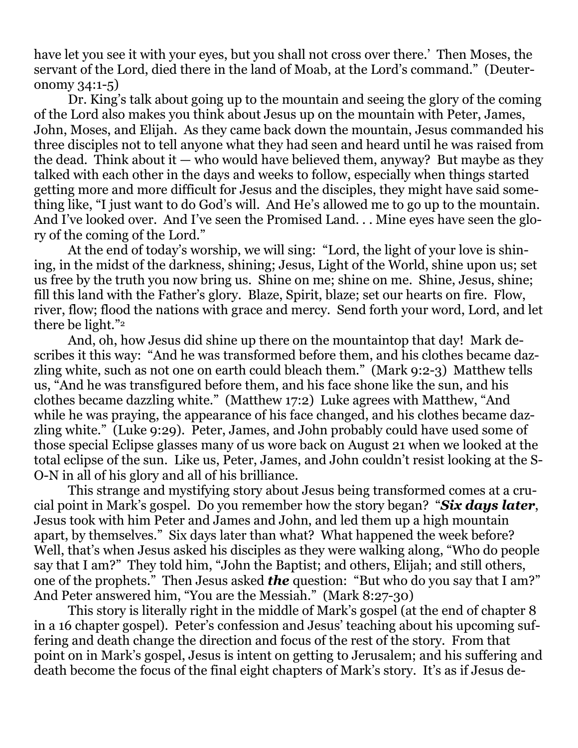have let you see it with your eyes, but you shall not cross over there.' Then Moses, the servant of the Lord, died there in the land of Moab, at the Lord's command." (Deuteronomy 34:1-5)

Dr. King's talk about going up to the mountain and seeing the glory of the coming of the Lord also makes you think about Jesus up on the mountain with Peter, James, John, Moses, and Elijah. As they came back down the mountain, Jesus commanded his three disciples not to tell anyone what they had seen and heard until he was raised from the dead. Think about it — who would have believed them, anyway? But maybe as they talked with each other in the days and weeks to follow, especially when things started getting more and more difficult for Jesus and the disciples, they might have said something like, "I just want to do God's will. And He's allowed me to go up to the mountain. And I've looked over. And I've seen the Promised Land. . . Mine eyes have seen the glory of the coming of the Lord."

At the end of today's worship, we will sing: "Lord, the light of your love is shining, in the midst of the darkness, shining; Jesus, Light of the World, shine upon us; set us free by the truth you now bring us. Shine on me; shine on me. Shine, Jesus, shine; fill this land with the Father's glory. Blaze, Spirit, blaze; set our hearts on fire. Flow, river, flow; flood the nations with grace and mercy. Send forth your word, Lord, and let there be light."[2]

And, oh, how Jesus did shine up there on the mountaintop that day! Mark describes it this way: "And he was transformed before them, and his clothes became dazzling white, such as not one on earth could bleach them." (Mark 9:2-3) Matthew tells us, "And he was transfigured before them, and his face shone like the sun, and his clothes became dazzling white." (Matthew 17:2) Luke agrees with Matthew, "And while he was praying, the appearance of his face changed, and his clothes became dazzling white." (Luke 9:29). Peter, James, and John probably could have used some of those special Eclipse glasses many of us wore back on August 21 when we looked at the total eclipse of the sun. Like us, Peter, James, and John couldn't resist looking at the S-O-N in all of his glory and all of his brilliance.

This strange and mystifying story about Jesus being transformed comes at a crucial point in Mark's gospel. Do you remember how the story began? "***Six days later***, Jesus took with him Peter and James and John, and led them up a high mountain apart, by themselves." Six days later than what? What happened the week before? Well, that's when Jesus asked his disciples as they were walking along, "Who do people say that I am?" They told him, "John the Baptist; and others, Elijah; and still others, one of the prophets." Then Jesus asked ***the*** question: "But who do you say that I am?" And Peter answered him, "You are the Messiah." (Mark 8:27-30)

This story is literally right in the middle of Mark's gospel (at the end of chapter 8 in a 16 chapter gospel). Peter's confession and Jesus' teaching about his upcoming suffering and death change the direction and focus of the rest of the story. From that point on in Mark's gospel, Jesus is intent on getting to Jerusalem; and his suffering and death become the focus of the final eight chapters of Mark's story. It's as if Jesus de-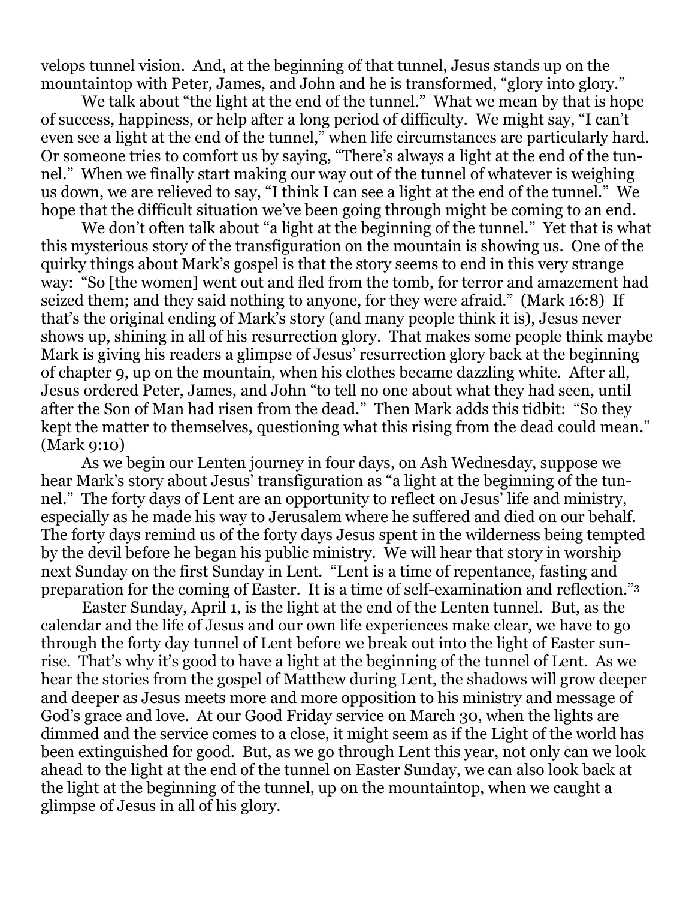velops tunnel vision. And, at the beginning of that tunnel, Jesus stands up on the mountaintop with Peter, James, and John and he is transformed, "glory into glory."

We talk about "the light at the end of the tunnel." What we mean by that is hope of success, happiness, or help after a long period of difficulty. We might say, "I can't even see a light at the end of the tunnel," when life circumstances are particularly hard. Or someone tries to comfort us by saying, "There's always a light at the end of the tunnel." When we finally start making our way out of the tunnel of whatever is weighing us down, we are relieved to say, "I think I can see a light at the end of the tunnel." We hope that the difficult situation we've been going through might be coming to an end.

We don't often talk about "a light at the beginning of the tunnel." Yet that is what this mysterious story of the transfiguration on the mountain is showing us. One of the quirky things about Mark's gospel is that the story seems to end in this very strange way: "So [the women] went out and fled from the tomb, for terror and amazement had seized them; and they said nothing to anyone, for they were afraid." (Mark 16:8) If that's the original ending of Mark's story (and many people think it is), Jesus never shows up, shining in all of his resurrection glory. That makes some people think maybe Mark is giving his readers a glimpse of Jesus' resurrection glory back at the beginning of chapter 9, up on the mountain, when his clothes became dazzling white. After all, Jesus ordered Peter, James, and John "to tell no one about what they had seen, until after the Son of Man had risen from the dead." Then Mark adds this tidbit: "So they kept the matter to themselves, questioning what this rising from the dead could mean." (Mark 9:10)

As we begin our Lenten journey in four days, on Ash Wednesday, suppose we hear Mark's story about Jesus' transfiguration as "a light at the beginning of the tunnel." The forty days of Lent are an opportunity to reflect on Jesus' life and ministry, especially as he made his way to Jerusalem where he suffered and died on our behalf. The forty days remind us of the forty days Jesus spent in the wilderness being tempted by the devil before he began his public ministry. We will hear that story in worship next Sunday on the first Sunday in Lent. "Lent is a time of repentance, fasting and preparation for the coming of Easter. It is a time of self-examination and reflection."[3]

Easter Sunday, April 1, is the light at the end of the Lenten tunnel. But, as the calendar and the life of Jesus and our own life experiences make clear, we have to go through the forty day tunnel of Lent before we break out into the light of Easter sunrise. That's why it's good to have a light at the beginning of the tunnel of Lent. As we hear the stories from the gospel of Matthew during Lent, the shadows will grow deeper and deeper as Jesus meets more and more opposition to his ministry and message of God's grace and love. At our Good Friday service on March 30, when the lights are dimmed and the service comes to a close, it might seem as if the Light of the world has been extinguished for good. But, as we go through Lent this year, not only can we look ahead to the light at the end of the tunnel on Easter Sunday, we can also look back at the light at the beginning of the tunnel, up on the mountaintop, when we caught a glimpse of Jesus in all of his glory.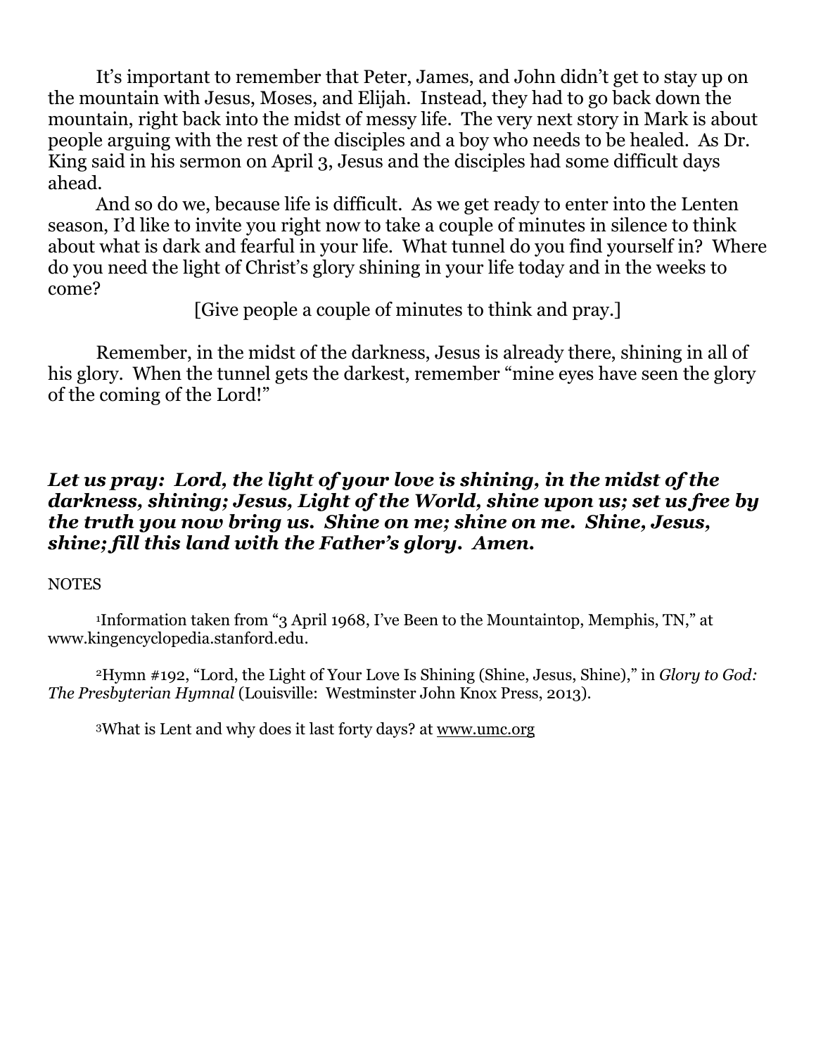It's important to remember that Peter, James, and John didn't get to stay up on the mountain with Jesus, Moses, and Elijah. Instead, they had to go back down the mountain, right back into the midst of messy life. The very next story in Mark is about people arguing with the rest of the disciples and a boy who needs to be healed. As Dr. King said in his sermon on April 3, Jesus and the disciples had some difficult days ahead.

And so do we, because life is difficult. As we get ready to enter into the Lenten season, I'd like to invite you right now to take a couple of minutes in silence to think about what is dark and fearful in your life. What tunnel do you find yourself in? Where do you need the light of Christ's glory shining in your life today and in the weeks to come?

[Give people a couple of minutes to think and pray.]

Remember, in the midst of the darkness, Jesus is already there, shining in all of his glory. When the tunnel gets the darkest, remember "mine eyes have seen the glory of the coming of the Lord!"

***Let us pray: Lord, the light of your love is shining, in the midst of the darkness, shining; Jesus, Light of the World, shine upon us; set us free by the truth you now bring us. Shine on me; shine on me. Shine, Jesus, shine; fill this land with the Father's glory. Amen.***

NOTES

[1]Information taken from "3 April 1968, I've Been to the Mountaintop, Memphis, TN," at www.kingencyclopedia.stanford.edu.

[2]Hymn #192, "Lord, the Light of Your Love Is Shining (Shine, Jesus, Shine)," in *Glory to God: The Presbyterian Hymnal* (Louisville: Westminster John Knox Press, 2013).

[3]What is Lent and why does it last forty days? at www.umc.org